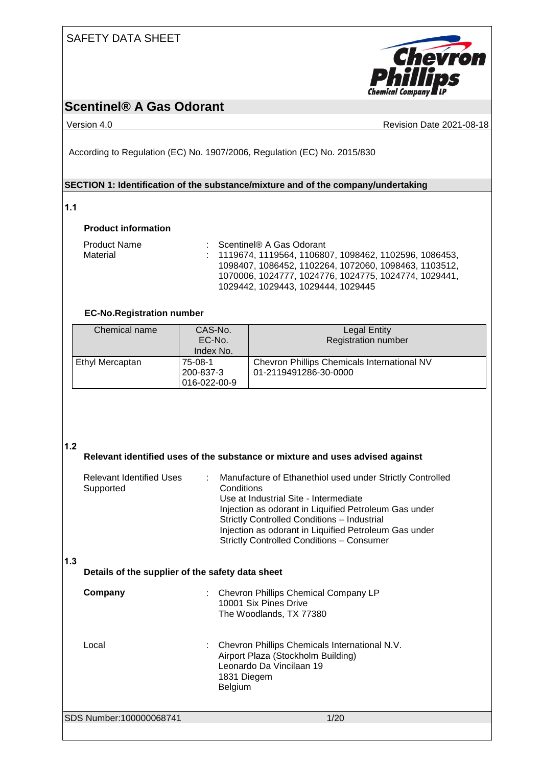SAFETY DATA SHEET

# Scentinel® A Gas Odorant

Version 4.0 | Revision Date 2021-08-18

According to Regulation (EC) No. 1907/2006, Regulation (EC) No. 2015/830

## SECTION 1: Identification of the substance/mixture and of the company/undertaking

### 1.1

**Product information**

Product Name : Scentinel® A Gas Odorant

Material : 1119674, 1119564, 1106807, 1098462, 1102596, 1086453, 1098407, 1086452, 1102264, 1072060, 1098463, 1103512, 1070006, 1024777, 1024776, 1024775, 1024774, 1029441, 1029442, 1029443, 1029444, 1029445

**EC-No.Registration number**

| Chemical name | CAS-No.<br>EC-No.<br>Index No. | Legal Entity<br>Registration number |
|---|---|---|
| Ethyl Mercaptan | 75-08-1<br>200-837-3<br>016-022-00-9 | Chevron Phillips Chemicals International NV<br>01-2119491286-30-0000 |

### 1.2

**Relevant identified uses of the substance or mixture and uses advised against**

Relevant Identified Uses Supported : Manufacture of Ethanethiol used under Strictly Controlled Conditions
Use at Industrial Site - Intermediate
Injection as odorant in Liquified Petroleum Gas under Strictly Controlled Conditions – Industrial
Injection as odorant in Liquified Petroleum Gas under Strictly Controlled Conditions – Consumer

### 1.3

**Details of the supplier of the safety data sheet**

**Company** : Chevron Phillips Chemical Company LP
10001 Six Pines Drive
The Woodlands, TX 77380

Local : Chevron Phillips Chemicals International N.V.
Airport Plaza (Stockholm Building)
Leonardo Da Vincilaan 19
1831 Diegem
Belgium

SDS Number:100000068741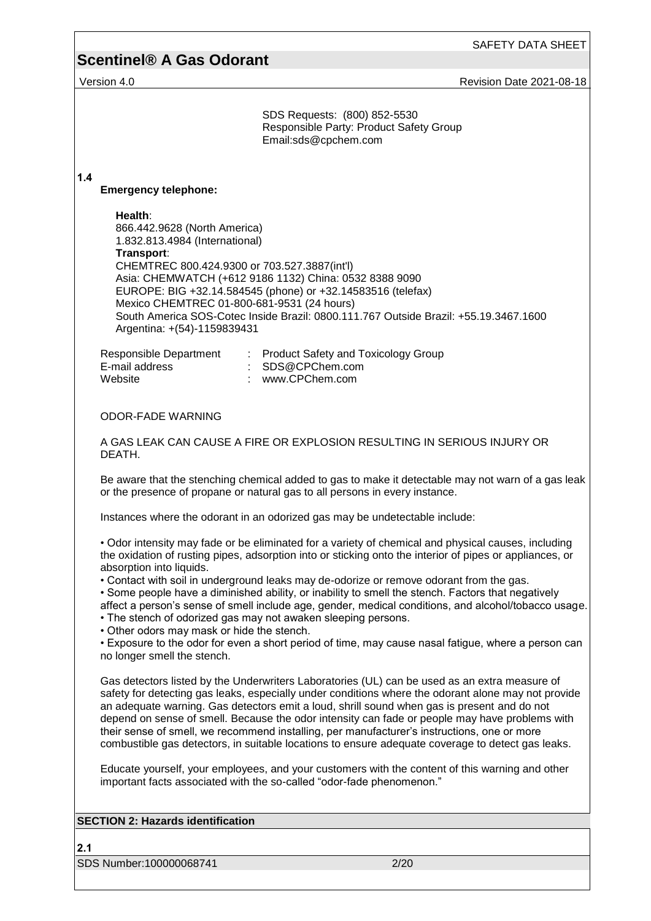SDS Requests: (800) 852-5530
Responsible Party: Product Safety Group
Email:sds@cpchem.com

**1.4**

**Emergency telephone:**

**Health**:
866.442.9628 (North America)
1.832.813.4984 (International)
**Transport**:
CHEMTREC 800.424.9300 or 703.527.3887(int'l)
Asia: CHEMWATCH (+612 9186 1132) China: 0532 8388 9090
EUROPE: BIG +32.14.584545 (phone) or +32.14583516 (telefax)
Mexico CHEMTREC 01-800-681-9531 (24 hours)
South America SOS-Cotec Inside Brazil: 0800.111.767 Outside Brazil: +55.19.3467.1600
Argentina: +(54)-1159839431

| | | |
|---|---|---|
| Responsible Department | : | Product Safety and Toxicology Group |
| E-mail address | : | SDS@CPChem.com |
| Website | : | www.CPChem.com |

ODOR-FADE WARNING

A GAS LEAK CAN CAUSE A FIRE OR EXPLOSION RESULTING IN SERIOUS INJURY OR DEATH.

Be aware that the stenching chemical added to gas to make it detectable may not warn of a gas leak or the presence of propane or natural gas to all persons in every instance.

Instances where the odorant in an odorized gas may be undetectable include:

- Odor intensity may fade or be eliminated for a variety of chemical and physical causes, including the oxidation of rusting pipes, adsorption into or sticking onto the interior of pipes or appliances, or absorption into liquids.
- Contact with soil in underground leaks may de-odorize or remove odorant from the gas.
- Some people have a diminished ability, or inability to smell the stench. Factors that negatively affect a person's sense of smell include age, gender, medical conditions, and alcohol/tobacco usage.
- The stench of odorized gas may not awaken sleeping persons.
- Other odors may mask or hide the stench.
- Exposure to the odor for even a short period of time, may cause nasal fatigue, where a person can no longer smell the stench.

Gas detectors listed by the Underwriters Laboratories (UL) can be used as an extra measure of safety for detecting gas leaks, especially under conditions where the odorant alone may not provide an adequate warning. Gas detectors emit a loud, shrill sound when gas is present and do not depend on sense of smell. Because the odor intensity can fade or people may have problems with their sense of smell, we recommend installing, per manufacturer's instructions, one or more combustible gas detectors, in suitable locations to ensure adequate coverage to detect gas leaks.

Educate yourself, your employees, and your customers with the content of this warning and other important facts associated with the so-called "odor-fade phenomenon."

## SECTION 2: Hazards identification

**2.1**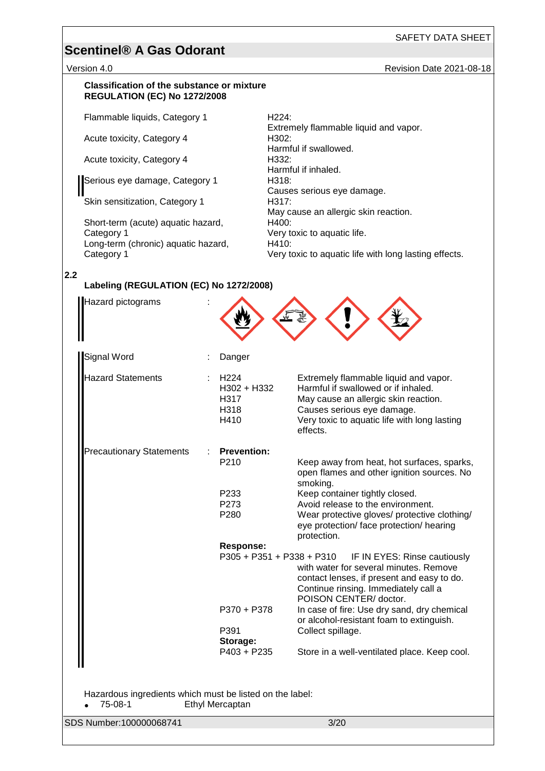**Classification of the substance or mixture**
**REGULATION (EC) No 1272/2008**

| | |
|---|---|
| Flammable liquids, Category 1 | H224: Extremely flammable liquid and vapor. |
| Acute toxicity, Category 4 | H302: Harmful if swallowed. |
| Acute toxicity, Category 4 | H332: Harmful if inhaled. |
| Serious eye damage, Category 1 | H318: Causes serious eye damage. |
| Skin sensitization, Category 1 | H317: May cause an allergic skin reaction. |
| Short-term (acute) aquatic hazard, Category 1 | H400: Very toxic to aquatic life. |
| Long-term (chronic) aquatic hazard, Category 1 | H410: Very toxic to aquatic life with long lasting effects. |

## 2.2 Labeling (REGULATION (EC) No 1272/2008)

Hazard pictograms :

Signal Word : Danger

Hazard Statements :

| | |
|---|---|
| H224 | Extremely flammable liquid and vapor. |
| H302 + H332 | Harmful if swallowed or if inhaled. |
| H317 | May cause an allergic skin reaction. |
| H318 | Causes serious eye damage. |
| H410 | Very toxic to aquatic life with long lasting effects. |

Precautionary Statements :

**Prevention:**

| | |
|---|---|
| P210 | Keep away from heat, hot surfaces, sparks, open flames and other ignition sources. No smoking. |
| P233 | Keep container tightly closed. |
| P273 | Avoid release to the environment. |
| P280 | Wear protective gloves/ protective clothing/ eye protection/ face protection/ hearing protection. |

**Response:**

| | |
|---|---|
| P305 + P351 + P338 + P310 | IF IN EYES: Rinse cautiously with water for several minutes. Remove contact lenses, if present and easy to do. Continue rinsing. Immediately call a POISON CENTER/ doctor. |
| P370 + P378 | In case of fire: Use dry sand, dry chemical or alcohol-resistant foam to extinguish. |
| P391 | Collect spillage. |

**Storage:**

| | |
|---|---|
| P403 + P235 | Store in a well-ventilated place. Keep cool. |

Hazardous ingredients which must be listed on the label:

- 75-08-1 Ethyl Mercaptan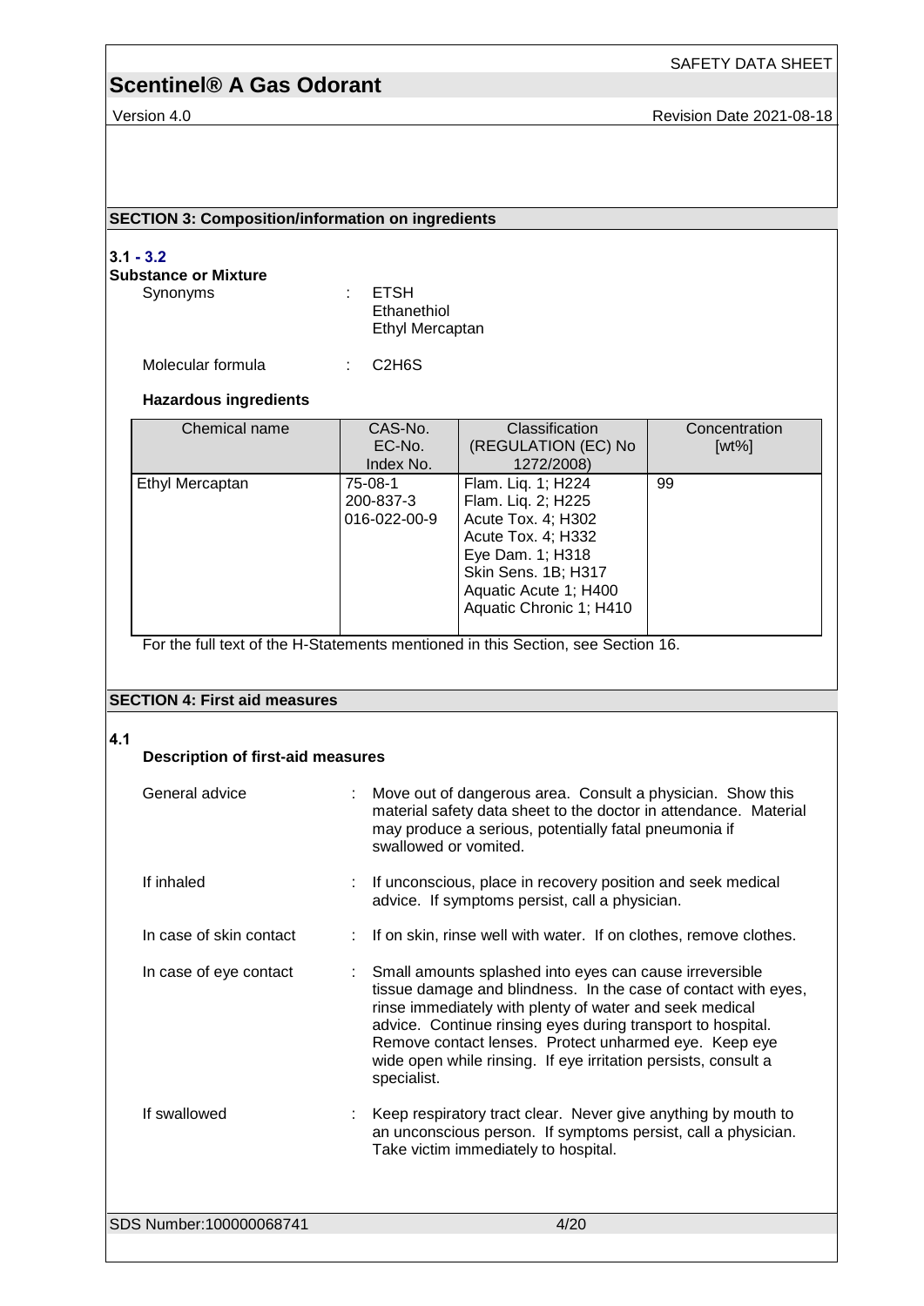## SECTION 3: Composition/information on ingredients

**3.1 - 3.2**

**Substance or Mixture**

Synonyms : ETSH
Ethanethiol
Ethyl Mercaptan

Molecular formula : $C_2H_6S$

**Hazardous ingredients**

| Chemical name | CAS-No.<br>EC-No.<br>Index No. | Classification (REGULATION (EC) No 1272/2008) | Concentration [wt%] |
|---|---|---|---|
| Ethyl Mercaptan | 75-08-1<br>200-837-3<br>016-022-00-9 | Flam. Liq. 1; H224<br>Flam. Liq. 2; H225<br>Acute Tox. 4; H302<br>Acute Tox. 4; H332<br>Eye Dam. 1; H318<br>Skin Sens. 1B; H317<br>Aquatic Acute 1; H400<br>Aquatic Chronic 1; H410 | 99 |

For the full text of the H-Statements mentioned in this Section, see Section 16.

## SECTION 4: First aid measures

**4.1**

**Description of first-aid measures**

General advice : Move out of dangerous area. Consult a physician. Show this material safety data sheet to the doctor in attendance. Material may produce a serious, potentially fatal pneumonia if swallowed or vomited.

If inhaled : If unconscious, place in recovery position and seek medical advice. If symptoms persist, call a physician.

In case of skin contact : If on skin, rinse well with water. If on clothes, remove clothes.

In case of eye contact : Small amounts splashed into eyes can cause irreversible tissue damage and blindness. In the case of contact with eyes, rinse immediately with plenty of water and seek medical advice. Continue rinsing eyes during transport to hospital. Remove contact lenses. Protect unharmed eye. Keep eye wide open while rinsing. If eye irritation persists, consult a specialist.

If swallowed : Keep respiratory tract clear. Never give anything by mouth to an unconscious person. If symptoms persist, call a physician. Take victim immediately to hospital.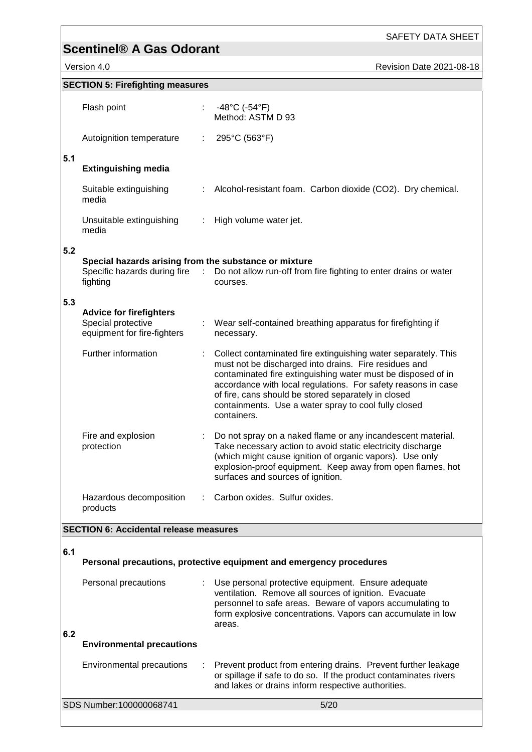## SECTION 5: Firefighting measures

| | | |
|---|---|---|
| Flash point | : | -48°C (-54°F)<br>Method: ASTM D 93 |
| Autoignition temperature | : | 295°C (563°F) |

### 5.1 Extinguishing media

| | | |
|---|---|---|
| Suitable extinguishing media | : | Alcohol-resistant foam. Carbon dioxide ($CO_2$). Dry chemical. |
| Unsuitable extinguishing media | : | High volume water jet. |

### 5.2 Special hazards arising from the substance or mixture

| | | |
|---|---|---|
| Specific hazards during fire fighting | : | Do not allow run-off from fire fighting to enter drains or water courses. |

### 5.3 Advice for firefighters

| | | |
|---|---|---|
| Special protective equipment for fire-fighters | : | Wear self-contained breathing apparatus for firefighting if necessary. |
| Further information | : | Collect contaminated fire extinguishing water separately. This must not be discharged into drains. Fire residues and contaminated fire extinguishing water must be disposed of in accordance with local regulations. For safety reasons in case of fire, cans should be stored separately in closed containments. Use a water spray to cool fully closed containers. |
| Fire and explosion protection | : | Do not spray on a naked flame or any incandescent material. Take necessary action to avoid static electricity discharge (which might cause ignition of organic vapors). Use only explosion-proof equipment. Keep away from open flames, hot surfaces and sources of ignition. |
| Hazardous decomposition products | : | Carbon oxides. Sulfur oxides. |

## SECTION 6: Accidental release measures

### 6.1 Personal precautions, protective equipment and emergency procedures

| | | |
|---|---|---|
| Personal precautions | : | Use personal protective equipment. Ensure adequate ventilation. Remove all sources of ignition. Evacuate personnel to safe areas. Beware of vapors accumulating to form explosive concentrations. Vapors can accumulate in low areas. |

### 6.2 Environmental precautions

| | | |
|---|---|---|
| Environmental precautions | : | Prevent product from entering drains. Prevent further leakage or spillage if safe to do so. If the product contaminates rivers and lakes or drains inform respective authorities. |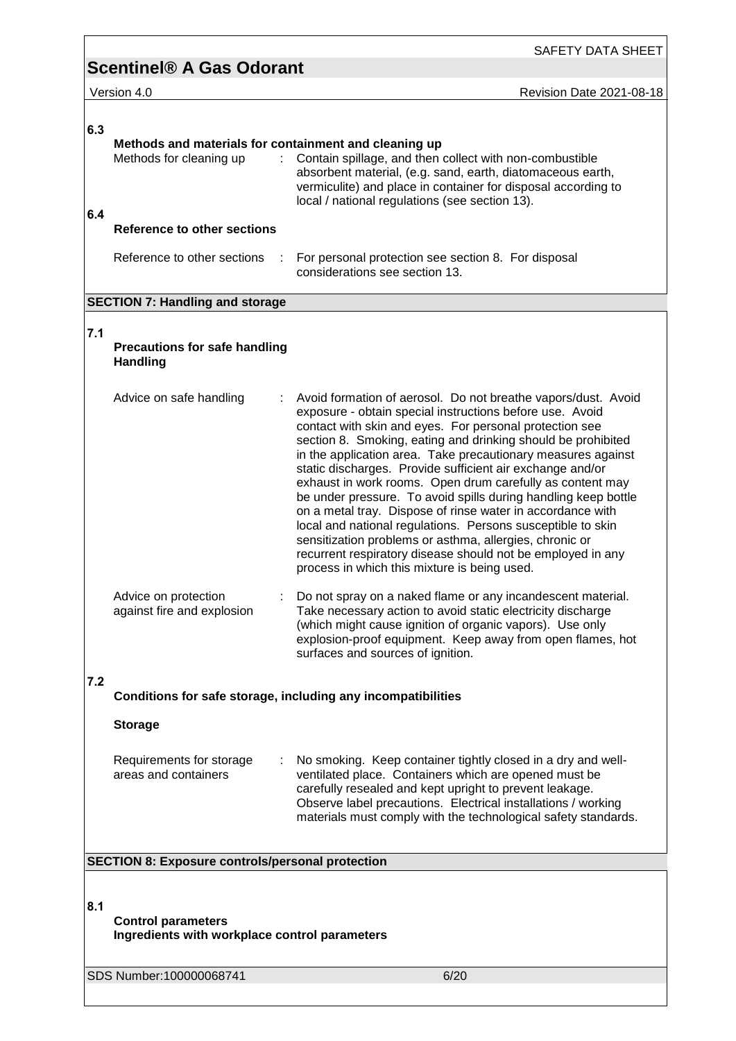**6.3**

**Methods and materials for containment and cleaning up**

Methods for cleaning up : Contain spillage, and then collect with non-combustible absorbent material, (e.g. sand, earth, diatomaceous earth, vermiculite) and place in container for disposal according to local / national regulations (see section 13).

**6.4**

**Reference to other sections**

Reference to other sections : For personal protection see section 8. For disposal considerations see section 13.

## SECTION 7: Handling and storage

**7.1**

**Precautions for safe handling**
**Handling**

Advice on safe handling : Avoid formation of aerosol. Do not breathe vapors/dust. Avoid exposure - obtain special instructions before use. Avoid contact with skin and eyes. For personal protection see section 8. Smoking, eating and drinking should be prohibited in the application area. Take precautionary measures against static discharges. Provide sufficient air exchange and/or exhaust in work rooms. Open drum carefully as content may be under pressure. To avoid spills during handling keep bottle on a metal tray. Dispose of rinse water in accordance with local and national regulations. Persons susceptible to skin sensitization problems or asthma, allergies, chronic or recurrent respiratory disease should not be employed in any process in which this mixture is being used.

Advice on protection against fire and explosion : Do not spray on a naked flame or any incandescent material. Take necessary action to avoid static electricity discharge (which might cause ignition of organic vapors). Use only explosion-proof equipment. Keep away from open flames, hot surfaces and sources of ignition.

**7.2**

**Conditions for safe storage, including any incompatibilities**

**Storage**

Requirements for storage areas and containers : No smoking. Keep container tightly closed in a dry and well-ventilated place. Containers which are opened must be carefully resealed and kept upright to prevent leakage. Observe label precautions. Electrical installations / working materials must comply with the technological safety standards.

## SECTION 8: Exposure controls/personal protection

**8.1**

**Control parameters**
**Ingredients with workplace control parameters**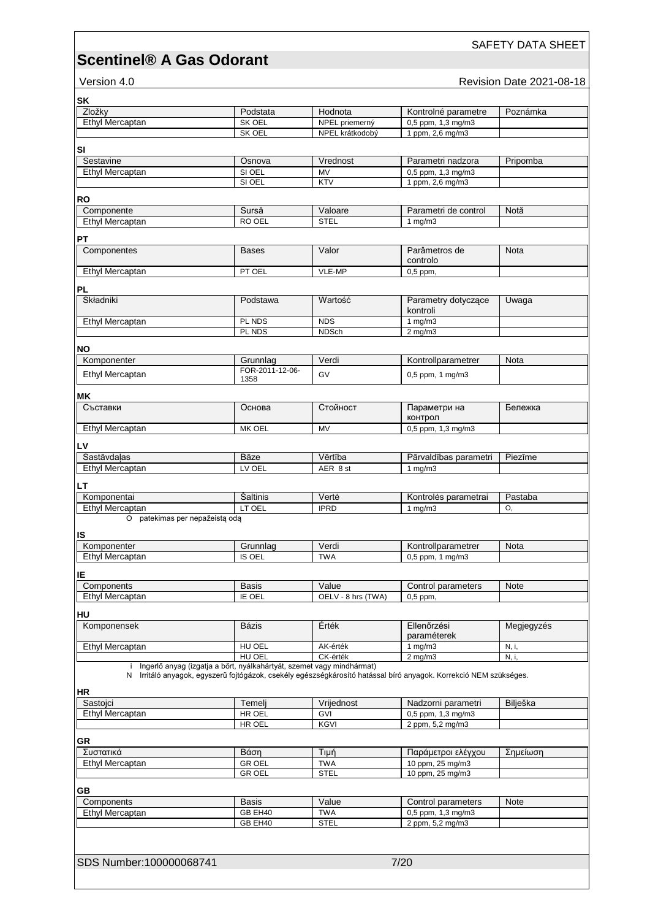**SK**

| Zložky | Podstata | Hodnota | Kontrolné parametre | Poznámka |
|---|---|---|---|---|
| Ethyl Mercaptan | SK OEL | NPEL priemerný | 0,5 ppm, 1,3 mg/m3 | |
| | SK OEL | NPEL krátkodobý | 1 ppm, 2,6 mg/m3 | |

**SI**

| Sestavine | Osnova | Vrednost | Parametri nadzora | Pripomba |
|---|---|---|---|---|
| Ethyl Mercaptan | SI OEL | MV | 0,5 ppm, 1,3 mg/m3 | |
| | SI OEL | KTV | 1 ppm, 2,6 mg/m3 | |

**RO**

| Componente | Sursă | Valoare | Parametri de control | Notă |
|---|---|---|---|---|
| Ethyl Mercaptan | RO OEL | STEL | 1 mg/m3 | |

**PT**

| Componentes | Bases | Valor | Parâmetros de controlo | Nota |
|---|---|---|---|---|
| Ethyl Mercaptan | PT OEL | VLE-MP | 0,5 ppm, | |

**PL**

| Składniki | Podstawa | Wartość | Parametry dotyczące kontroli | Uwaga |
|---|---|---|---|---|
| Ethyl Mercaptan | PL NDS | NDS | 1 mg/m3 | |
| | PL NDS | NDSch | 2 mg/m3 | |

**NO**

| Komponenter | Grunnlag | Verdi | Kontrollparametrer | Nota |
|---|---|---|---|---|
| Ethyl Mercaptan | FOR-2011-12-06-1358 | GV | 0,5 ppm, 1 mg/m3 | |

**MK**

| Съставки | Основа | Стойност | Параметри на контрол | Бележка |
|---|---|---|---|---|
| Ethyl Mercaptan | MK OEL | MV | 0,5 ppm, 1,3 mg/m3 | |

**LV**

| Sastāvdaļas | Bāze | Vērtība | Pārvaldības parametri | Piezīme |
|---|---|---|---|---|
| Ethyl Mercaptan | LV OEL | AER 8 st | 1 mg/m3 | |

**LT**

| Komponentai | Šaltinis | Vertė | Kontrolės parametrai | Pastaba |
|---|---|---|---|---|
| Ethyl Mercaptan | LT OEL | IPRD | 1 mg/m3 | O, |

O patekimas per nepažeistą odą

**IS**

| Komponenter | Grunnlag | Verdi | Kontrollparametrer | Nota |
|---|---|---|---|---|
| Ethyl Mercaptan | IS OEL | TWA | 0,5 ppm, 1 mg/m3 | |

**IE**

| Components | Basis | Value | Control parameters | Note |
|---|---|---|---|---|
| Ethyl Mercaptan | IE OEL | OELV - 8 hrs (TWA) | 0,5 ppm, | |

**HU**

| Komponensek | Bázis | Érték | Ellenőrzési paraméterek | Megjegyzés |
|---|---|---|---|---|
| Ethyl Mercaptan | HU OEL | AK-érték | 1 mg/m3 | N, i, |
| | HU OEL | CK-érték | 2 mg/m3 | N, i, |

i Ingerlő anyag (izgatja a bőrt, nyálkahártyát, szemet vagy mindhármat)

N Irritáló anyagok, egyszerű fojtógázok, csekély egészségkárosító hatással bíró anyagok. Korrekció NEM szükséges.

**HR**

| Sastojci | Temelj | Vrijednost | Nadzorni parametri | Bilješka |
|---|---|---|---|---|
| Ethyl Mercaptan | HR OEL | GVI | 0,5 ppm, 1,3 mg/m3 | |
| | HR OEL | KGVI | 2 ppm, 5,2 mg/m3 | |

**GR**

| Συστατικά | Βάση | Τιμή | Παράμετροι ελέγχου | Σημείωση |
|---|---|---|---|---|
| Ethyl Mercaptan | GR OEL | TWA | 10 ppm, 25 mg/m3 | |
| | GR OEL | STEL | 10 ppm, 25 mg/m3 | |

**GB**

| Components | Basis | Value | Control parameters | Note |
|---|---|---|---|---|
| Ethyl Mercaptan | GB EH40 | TWA | 0,5 ppm, 1,3 mg/m3 | |
| | GB EH40 | STEL | 2 ppm, 5,2 mg/m3 | |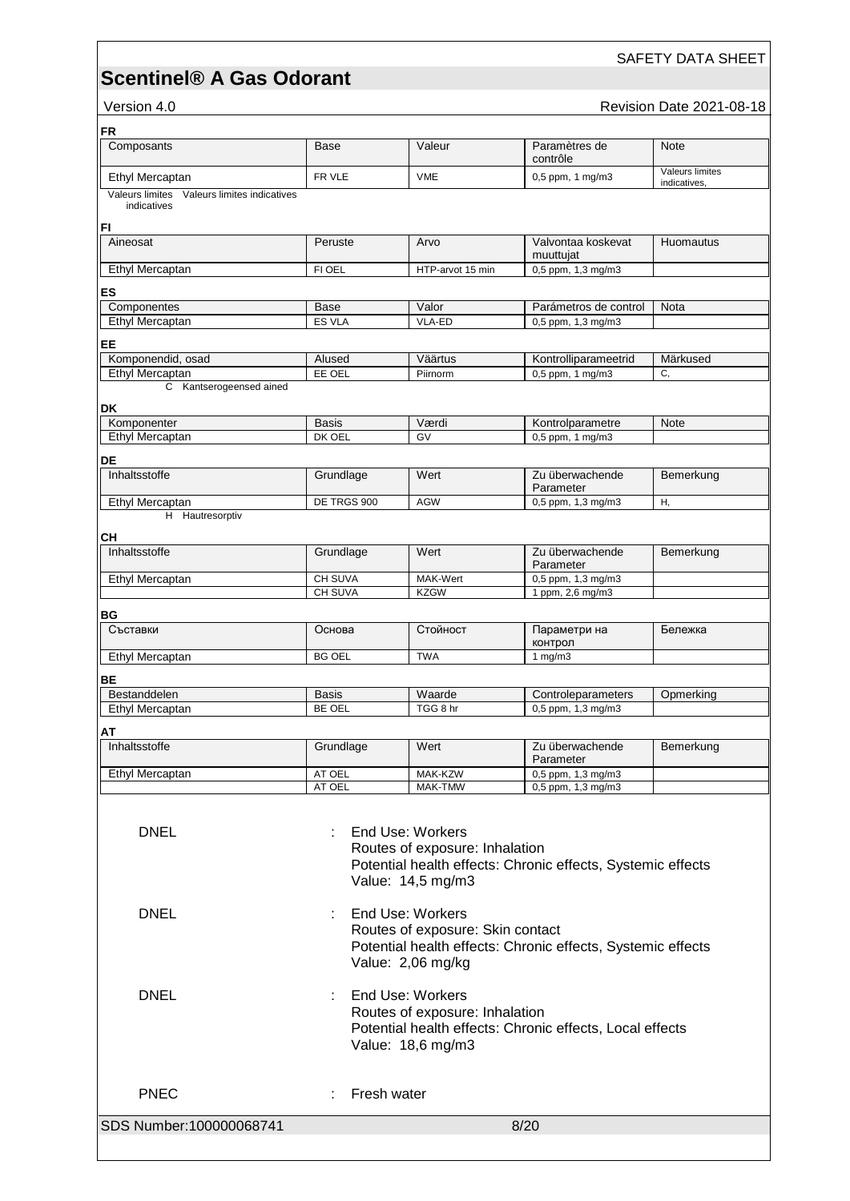**FR**

| Composants | Base | Valeur | Paramètres de contrôle | Note |
|---|---|---|---|---|
| Ethyl Mercaptan | FR VLE | VME | 0,5 ppm, 1 mg/m3 | Valeurs limites indicatives, |

Valeurs limites indicatives    Valeurs limites indicatives

**FI**

| Aineosat | Peruste | Arvo | Valvontaa koskevat muuttujat | Huomautus |
|---|---|---|---|---|
| Ethyl Mercaptan | FI OEL | HTP-arvot 15 min | 0,5 ppm, 1,3 mg/m3 | |

**ES**

| Componentes | Base | Valor | Parámetros de control | Nota |
|---|---|---|---|---|
| Ethyl Mercaptan | ES VLA | VLA-ED | 0,5 ppm, 1,3 mg/m3 | |

**EE**

| Komponendid, osad | Alused | Väärtus | Kontrolliparameetrid | Märkused |
|---|---|---|---|---|
| Ethyl Mercaptan | EE OEL | Piirnorm | 0,5 ppm, 1 mg/m3 | C, |

C    Kantserogeensed ained

**DK**

| Komponenter | Basis | Værdi | Kontrolparametre | Note |
|---|---|---|---|---|
| Ethyl Mercaptan | DK OEL | GV | 0,5 ppm, 1 mg/m3 | |

**DE**

| Inhaltsstoffe | Grundlage | Wert | Zu überwachende Parameter | Bemerkung |
|---|---|---|---|---|
| Ethyl Mercaptan | DE TRGS 900 | AGW | 0,5 ppm, 1,3 mg/m3 | H, |

H    Hautresorptiv

**CH**

| Inhaltsstoffe | Grundlage | Wert | Zu überwachende Parameter | Bemerkung |
|---|---|---|---|---|
| Ethyl Mercaptan | CH SUVA | MAK-Wert | 0,5 ppm, 1,3 mg/m3 | |
| | CH SUVA | KZGW | 1 ppm, 2,6 mg/m3 | |

**BG**

| Съставки | Основа | Стойност | Параметри на контрол | Бележка |
|---|---|---|---|---|
| Ethyl Mercaptan | BG OEL | TWA | 1 mg/m3 | |

**BE**

| Bestanddelen | Basis | Waarde | Controleparameters | Opmerking |
|---|---|---|---|---|
| Ethyl Mercaptan | BE OEL | TGG 8 hr | 0,5 ppm, 1,3 mg/m3 | |

**AT**

| Inhaltsstoffe | Grundlage | Wert | Zu überwachende Parameter | Bemerkung |
|---|---|---|---|---|
| Ethyl Mercaptan | AT OEL | MAK-KZW | 0,5 ppm, 1,3 mg/m3 | |
| | AT OEL | MAK-TMW | 0,5 ppm, 1,3 mg/m3 | |

DNEL : End Use: Workers
Routes of exposure: Inhalation
Potential health effects: Chronic effects, Systemic effects
Value: 14,5 mg/m3

DNEL : End Use: Workers
Routes of exposure: Skin contact
Potential health effects: Chronic effects, Systemic effects
Value: 2,06 mg/kg

DNEL : End Use: Workers
Routes of exposure: Inhalation
Potential health effects: Chronic effects, Local effects
Value: 18,6 mg/m3

PNEC : Fresh water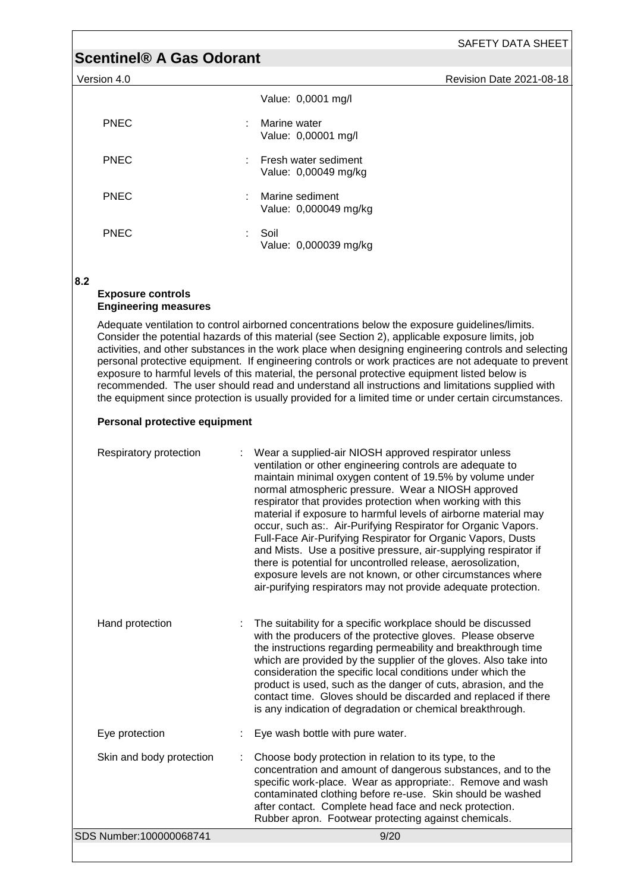Value: 0,0001 mg/l

| | | |
|---|---|---|
| PNEC | : | Marine water<br>Value: 0,00001 mg/l |
| PNEC | : | Fresh water sediment<br>Value: 0,00049 mg/kg |
| PNEC | : | Marine sediment<br>Value: 0,000049 mg/kg |
| PNEC | : | Soil<br>Value: 0,000039 mg/kg |

## 8.2

**Exposure controls**

**Engineering measures**

Adequate ventilation to control airborned concentrations below the exposure guidelines/limits. Consider the potential hazards of this material (see Section 2), applicable exposure limits, job activities, and other substances in the work place when designing engineering controls and selecting personal protective equipment. If engineering controls or work practices are not adequate to prevent exposure to harmful levels of this material, the personal protective equipment listed below is recommended. The user should read and understand all instructions and limitations supplied with the equipment since protection is usually provided for a limited time or under certain circumstances.

**Personal protective equipment**

| | | |
|---|---|---|
| Respiratory protection | : | Wear a supplied-air NIOSH approved respirator unless ventilation or other engineering controls are adequate to maintain minimal oxygen content of 19.5% by volume under normal atmospheric pressure. Wear a NIOSH approved respirator that provides protection when working with this material if exposure to harmful levels of airborne material may occur, such as:. Air-Purifying Respirator for Organic Vapors. Full-Face Air-Purifying Respirator for Organic Vapors, Dusts and Mists. Use a positive pressure, air-supplying respirator if there is potential for uncontrolled release, aerosolization, exposure levels are not known, or other circumstances where air-purifying respirators may not provide adequate protection. |
| Hand protection | : | The suitability for a specific workplace should be discussed with the producers of the protective gloves. Please observe the instructions regarding permeability and breakthrough time which are provided by the supplier of the gloves. Also take into consideration the specific local conditions under which the product is used, such as the danger of cuts, abrasion, and the contact time. Gloves should be discarded and replaced if there is any indication of degradation or chemical breakthrough. |
| Eye protection | : | Eye wash bottle with pure water. |
| Skin and body protection | : | Choose body protection in relation to its type, to the concentration and amount of dangerous substances, and to the specific work-place. Wear as appropriate:. Remove and wash contaminated clothing before re-use. Skin should be washed after contact. Complete head face and neck protection. Rubber apron. Footwear protecting against chemicals. |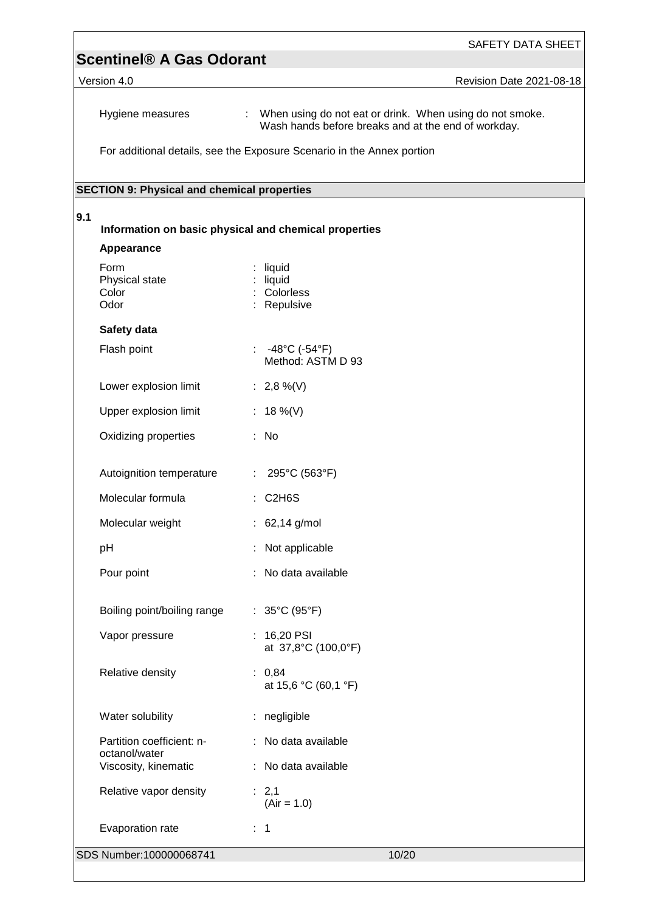Hygiene measures : When using do not eat or drink. When using do not smoke. Wash hands before breaks and at the end of workday.

For additional details, see the Exposure Scenario in the Annex portion

## SECTION 9: Physical and chemical properties

**9.1**

### Information on basic physical and chemical properties

**Appearance**

| | |
|---|---|
| Form | : liquid |
| Physical state | : liquid |
| Color | : Colorless |
| Odor | : Repulsive |

**Safety data**

| | |
|---|---|
| Flash point | : -48°C (-54°F) Method: ASTM D 93 |
| Lower explosion limit | : 2,8 %(V) |
| Upper explosion limit | : 18 %(V) |
| Oxidizing properties | : No |
| Autoignition temperature | : 295°C (563°F) |
| Molecular formula | : $C_2H_6S$ |
| Molecular weight | : 62,14 g/mol |
| pH | : Not applicable |
| Pour point | : No data available |
| Boiling point/boiling range | : 35°C (95°F) |
| Vapor pressure | : 16,20 PSI at 37,8°C (100,0°F) |
| Relative density | : 0,84 at 15,6 °C (60,1 °F) |
| Water solubility | : negligible |
| Partition coefficient: n-octanol/water | : No data available |
| Viscosity, kinematic | : No data available |
| Relative vapor density | : 2,1 (Air = 1.0) |
| Evaporation rate | : 1 |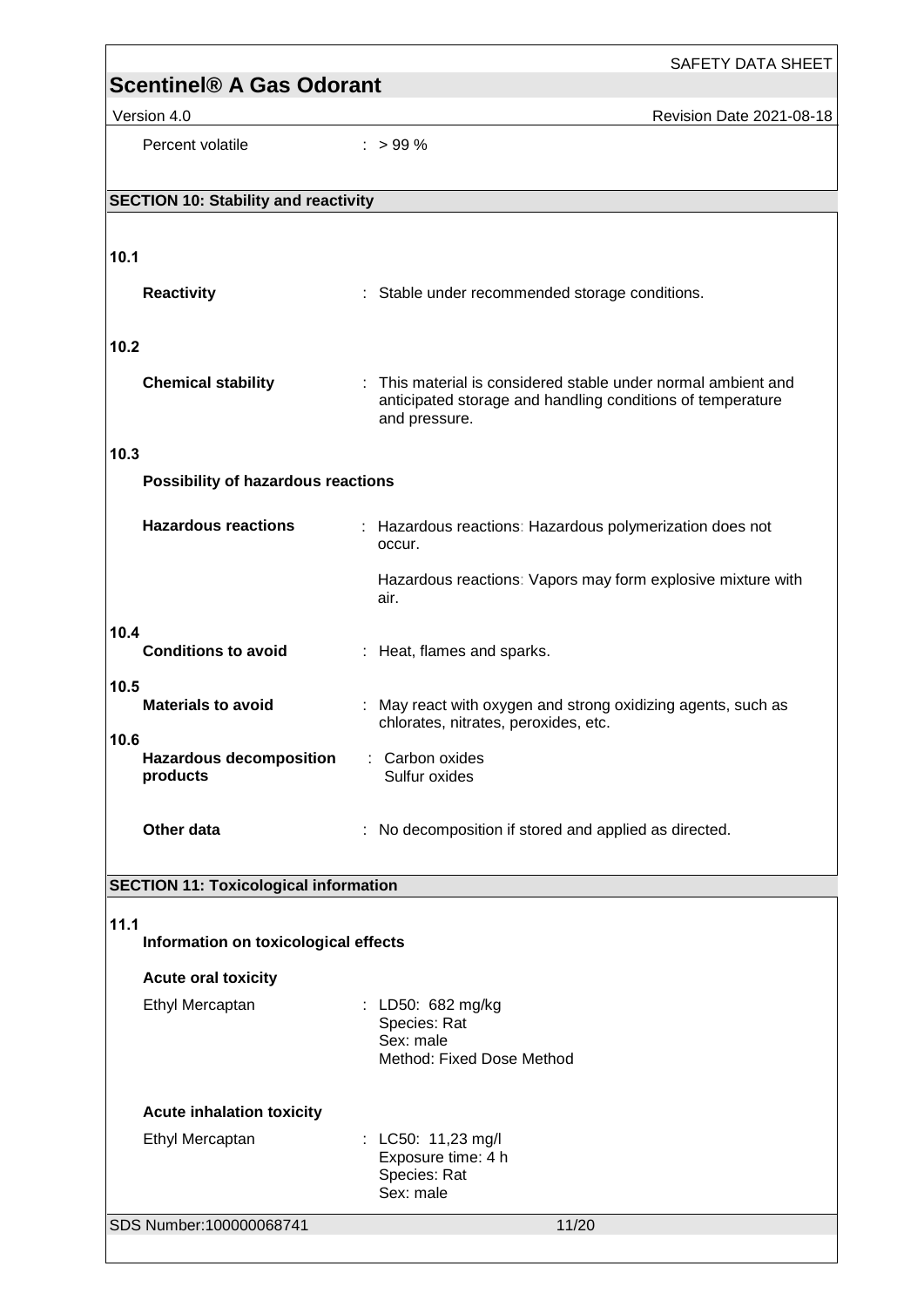Percent volatile : > 99 %

## SECTION 10: Stability and reactivity

**10.1**

**Reactivity** : Stable under recommended storage conditions.

**10.2**

**Chemical stability** : This material is considered stable under normal ambient and anticipated storage and handling conditions of temperature and pressure.

**10.3**

**Possibility of hazardous reactions**

**Hazardous reactions** : Hazardous reactions: Hazardous polymerization does not occur.

Hazardous reactions: Vapors may form explosive mixture with air.

**10.4**

**Conditions to avoid** : Heat, flames and sparks.

**10.5**

**Materials to avoid** : May react with oxygen and strong oxidizing agents, such as chlorates, nitrates, peroxides, etc.

**10.6**

**Hazardous decomposition products** : Carbon oxides
Sulfur oxides

**Other data** : No decomposition if stored and applied as directed.

## SECTION 11: Toxicological information

**11.1**

**Information on toxicological effects**

**Acute oral toxicity**

Ethyl Mercaptan : LD50: 682 mg/kg
Species: Rat
Sex: male
Method: Fixed Dose Method

**Acute inhalation toxicity**

Ethyl Mercaptan : LC50: 11,23 mg/l
Exposure time: 4 h
Species: Rat
Sex: male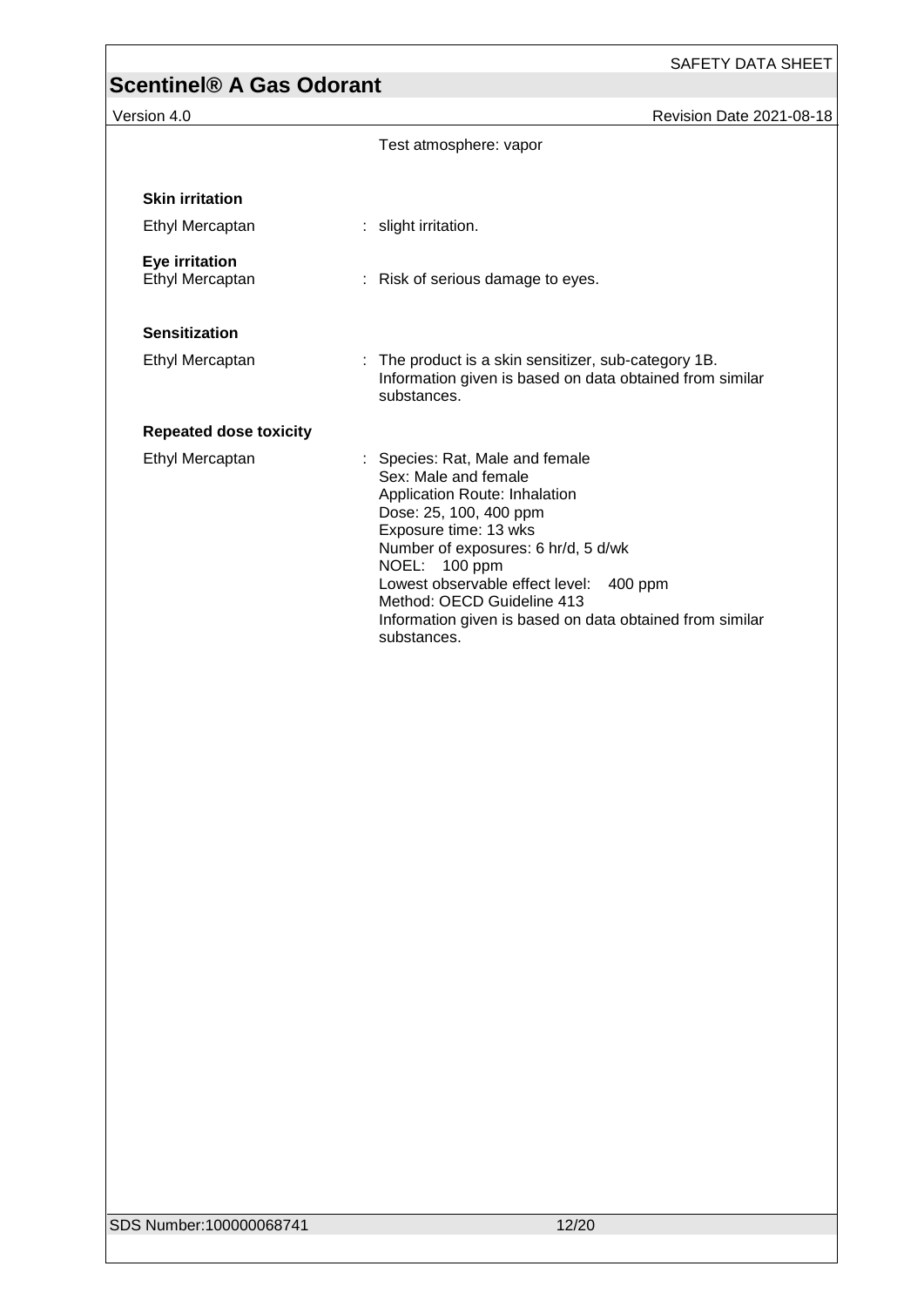Test atmosphere: vapor

**Skin irritation**

| | |
|---|---|
| Ethyl Mercaptan | : slight irritation. |

**Eye irritation**

| | |
|---|---|
| Ethyl Mercaptan | : Risk of serious damage to eyes. |

**Sensitization**

| | |
|---|---|
| Ethyl Mercaptan | : The product is a skin sensitizer, sub-category 1B. Information given is based on data obtained from similar substances. |

**Repeated dose toxicity**

Ethyl Mercaptan

: Species: Rat, Male and female
Sex: Male and female
Application Route: Inhalation
Dose: 25, 100, 400 ppm
Exposure time: 13 wks
Number of exposures: 6 hr/d, 5 d/wk
NOEL: 100 ppm
Lowest observable effect level: 400 ppm
Method: OECD Guideline 413
Information given is based on data obtained from similar substances.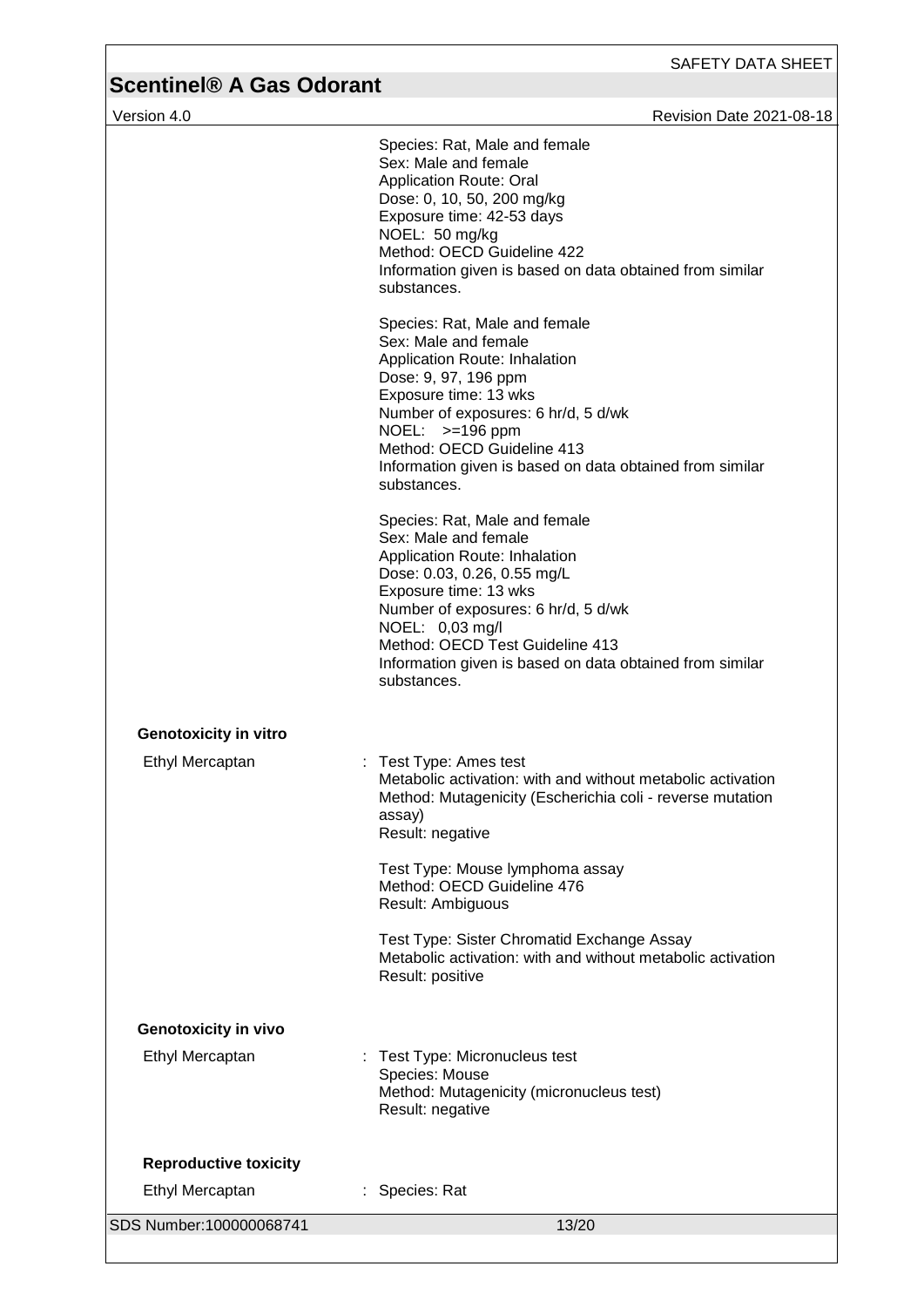Species: Rat, Male and female
Sex: Male and female
Application Route: Oral
Dose: 0, 10, 50, 200 mg/kg
Exposure time: 42-53 days
NOEL: 50 mg/kg
Method: OECD Guideline 422
Information given is based on data obtained from similar substances.

Species: Rat, Male and female
Sex: Male and female
Application Route: Inhalation
Dose: 9, 97, 196 ppm
Exposure time: 13 wks
Number of exposures: 6 hr/d, 5 d/wk
NOEL: >=196 ppm
Method: OECD Guideline 413
Information given is based on data obtained from similar substances.

Species: Rat, Male and female
Sex: Male and female
Application Route: Inhalation
Dose: 0.03, 0.26, 0.55 mg/L
Exposure time: 13 wks
Number of exposures: 6 hr/d, 5 d/wk
NOEL: 0,03 mg/l
Method: OECD Test Guideline 413
Information given is based on data obtained from similar substances.

**Genotoxicity in vitro**

Ethyl Mercaptan : Test Type: Ames test
Metabolic activation: with and without metabolic activation
Method: Mutagenicity (Escherichia coli - reverse mutation assay)
Result: negative

Test Type: Mouse lymphoma assay
Method: OECD Guideline 476
Result: Ambiguous

Test Type: Sister Chromatid Exchange Assay
Metabolic activation: with and without metabolic activation
Result: positive

**Genotoxicity in vivo**

Ethyl Mercaptan : Test Type: Micronucleus test
Species: Mouse
Method: Mutagenicity (micronucleus test)
Result: negative

**Reproductive toxicity**

Ethyl Mercaptan : Species: Rat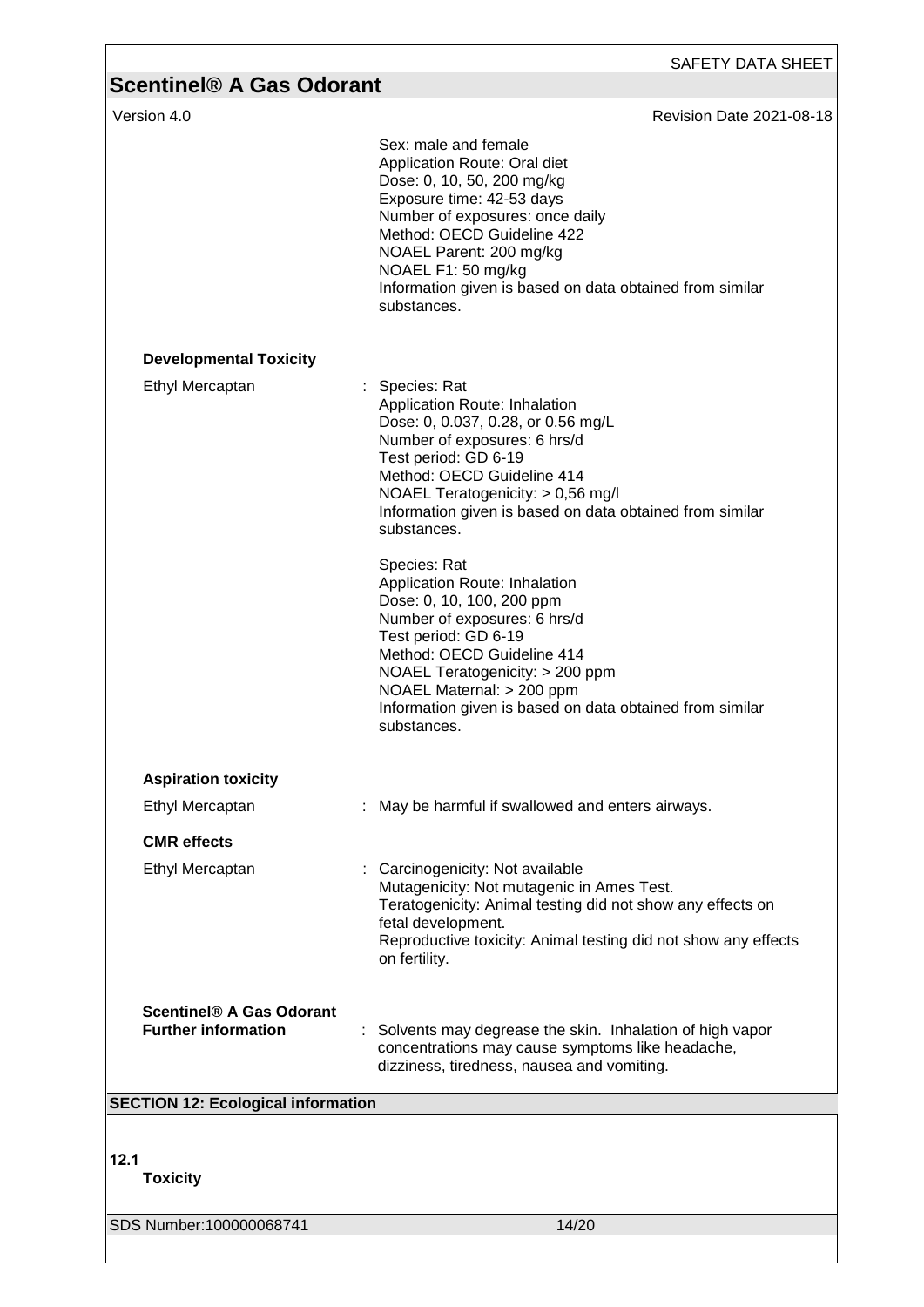Sex: male and female
Application Route: Oral diet
Dose: 0, 10, 50, 200 mg/kg
Exposure time: 42-53 days
Number of exposures: once daily
Method: OECD Guideline 422
NOAEL Parent: 200 mg/kg
NOAEL F1: 50 mg/kg
Information given is based on data obtained from similar substances.

**Developmental Toxicity**

Ethyl Mercaptan : Species: Rat
Application Route: Inhalation
Dose: 0, 0.037, 0.28, or 0.56 mg/L
Number of exposures: 6 hrs/d
Test period: GD 6-19
Method: OECD Guideline 414
NOAEL Teratogenicity: > 0,56 mg/l
Information given is based on data obtained from similar substances.

Species: Rat
Application Route: Inhalation
Dose: 0, 10, 100, 200 ppm
Number of exposures: 6 hrs/d
Test period: GD 6-19
Method: OECD Guideline 414
NOAEL Teratogenicity: > 200 ppm
NOAEL Maternal: > 200 ppm
Information given is based on data obtained from similar substances.

**Aspiration toxicity**

Ethyl Mercaptan : May be harmful if swallowed and enters airways.

**CMR effects**

Ethyl Mercaptan : Carcinogenicity: Not available
Mutagenicity: Not mutagenic in Ames Test.
Teratogenicity: Animal testing did not show any effects on fetal development.
Reproductive toxicity: Animal testing did not show any effects on fertility.

**Scentinel® A Gas Odorant**
**Further information** : Solvents may degrease the skin. Inhalation of high vapor concentrations may cause symptoms like headache, dizziness, tiredness, nausea and vomiting.

## SECTION 12: Ecological information

**12.1**
**Toxicity**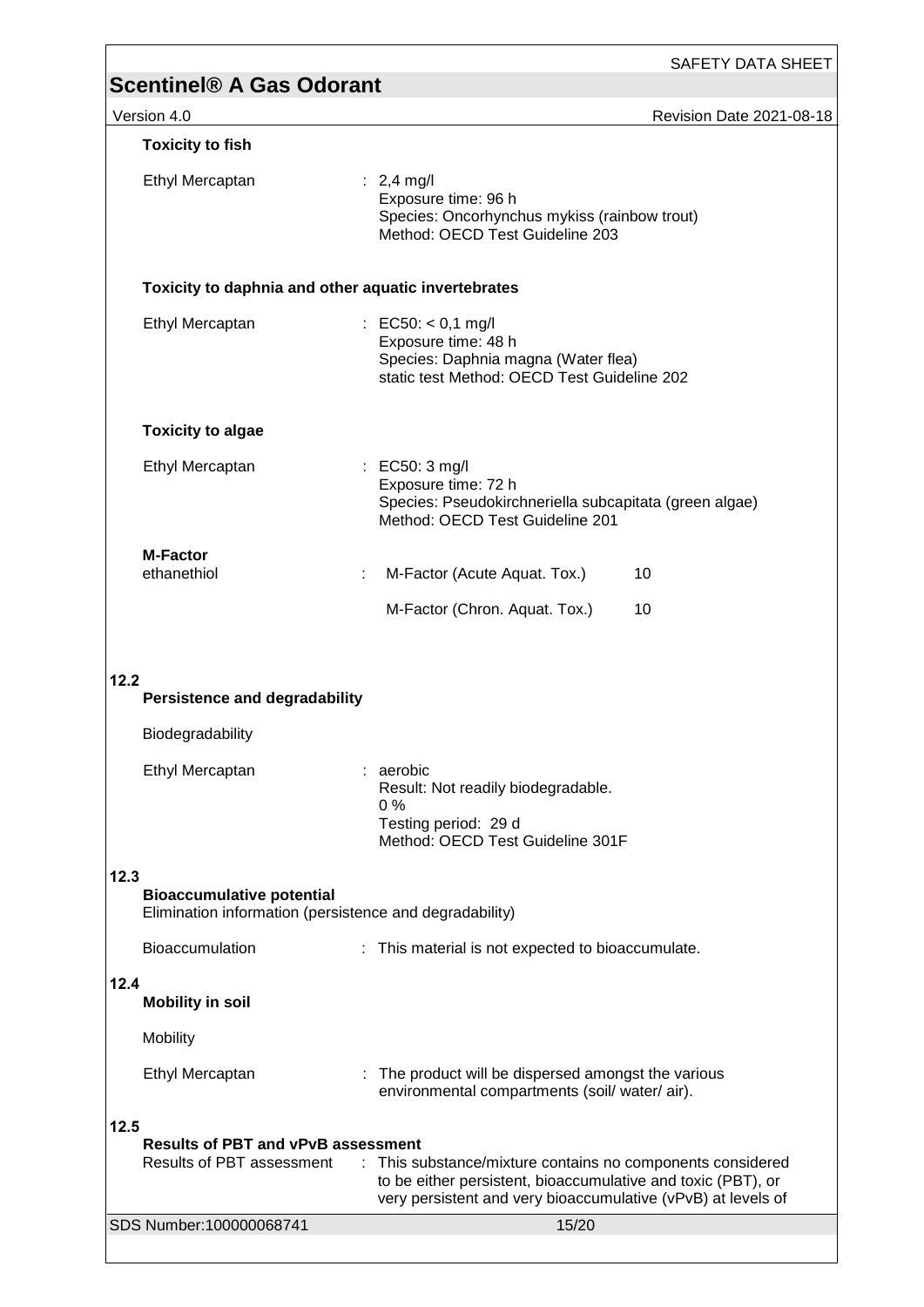**Toxicity to fish**

Ethyl Mercaptan : 2,4 mg/l
Exposure time: 96 h
Species: Oncorhynchus mykiss (rainbow trout)
Method: OECD Test Guideline 203

**Toxicity to daphnia and other aquatic invertebrates**

Ethyl Mercaptan : EC50: < 0,1 mg/l
Exposure time: 48 h
Species: Daphnia magna (Water flea)
static test Method: OECD Test Guideline 202

**Toxicity to algae**

Ethyl Mercaptan : EC50: 3 mg/l
Exposure time: 72 h
Species: Pseudokirchneriella subcapitata (green algae)
Method: OECD Test Guideline 201

**M-Factor**

| | | |
|---|---|---|
| ethanethiol | M-Factor (Acute Aquat. Tox.) | 10 |
| | M-Factor (Chron. Aquat. Tox.) | 10 |

## 12.2 Persistence and degradability

Biodegradability

Ethyl Mercaptan : aerobic
Result: Not readily biodegradable.
0 %
Testing period: 29 d
Method: OECD Test Guideline 301F

## 12.3 Bioaccumulative potential

Elimination information (persistence and degradability)

Bioaccumulation : This material is not expected to bioaccumulate.

## 12.4 Mobility in soil

Mobility

Ethyl Mercaptan : The product will be dispersed amongst the various environmental compartments (soil/ water/ air).

## 12.5 Results of PBT and vPvB assessment

Results of PBT assessment : This substance/mixture contains no components considered to be either persistent, bioaccumulative and toxic (PBT), or very persistent and very bioaccumulative (vPvB) at levels of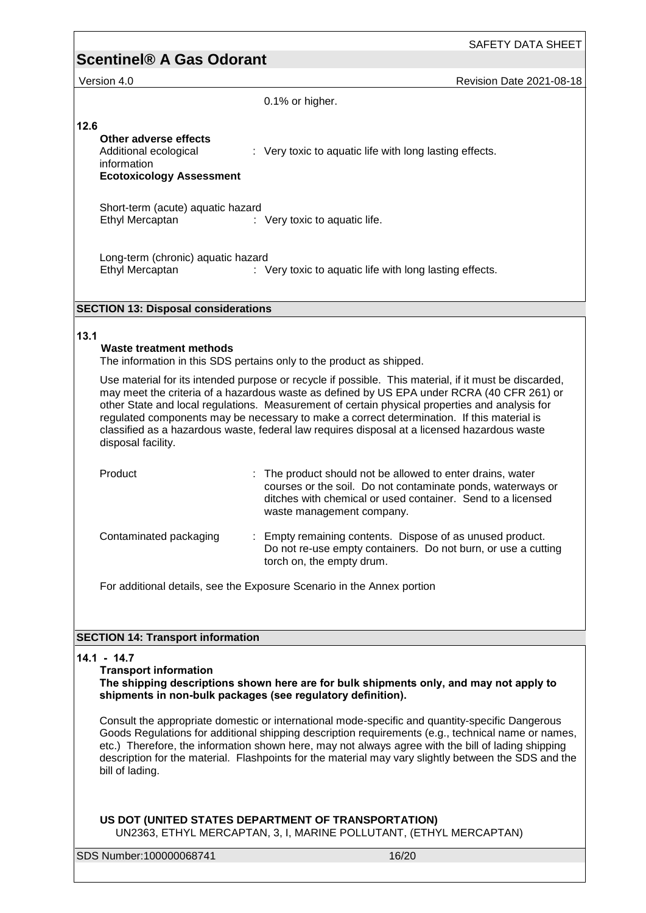0.1% or higher.

**12.6**

**Other adverse effects**

Additional ecological information : Very toxic to aquatic life with long lasting effects.

**Ecotoxicology Assessment**

Short-term (acute) aquatic hazard

Ethyl Mercaptan : Very toxic to aquatic life.

Long-term (chronic) aquatic hazard

Ethyl Mercaptan : Very toxic to aquatic life with long lasting effects.

## SECTION 13: Disposal considerations

**13.1**

**Waste treatment methods**

The information in this SDS pertains only to the product as shipped.

Use material for its intended purpose or recycle if possible. This material, if it must be discarded, may meet the criteria of a hazardous waste as defined by US EPA under RCRA (40 CFR 261) or other State and local regulations. Measurement of certain physical properties and analysis for regulated components may be necessary to make a correct determination. If this material is classified as a hazardous waste, federal law requires disposal at a licensed hazardous waste disposal facility.

Product : The product should not be allowed to enter drains, water courses or the soil. Do not contaminate ponds, waterways or ditches with chemical or used container. Send to a licensed waste management company.

Contaminated packaging : Empty remaining contents. Dispose of as unused product. Do not re-use empty containers. Do not burn, or use a cutting torch on, the empty drum.

For additional details, see the Exposure Scenario in the Annex portion

## SECTION 14: Transport information

**14.1 - 14.7**

**Transport information**

**The shipping descriptions shown here are for bulk shipments only, and may not apply to shipments in non-bulk packages (see regulatory definition).**

Consult the appropriate domestic or international mode-specific and quantity-specific Dangerous Goods Regulations for additional shipping description requirements (e.g., technical name or names, etc.) Therefore, the information shown here, may not always agree with the bill of lading shipping description for the material. Flashpoints for the material may vary slightly between the SDS and the bill of lading.

**US DOT (UNITED STATES DEPARTMENT OF TRANSPORTATION)**

UN2363, ETHYL MERCAPTAN, 3, I, MARINE POLLUTANT, (ETHYL MERCAPTAN)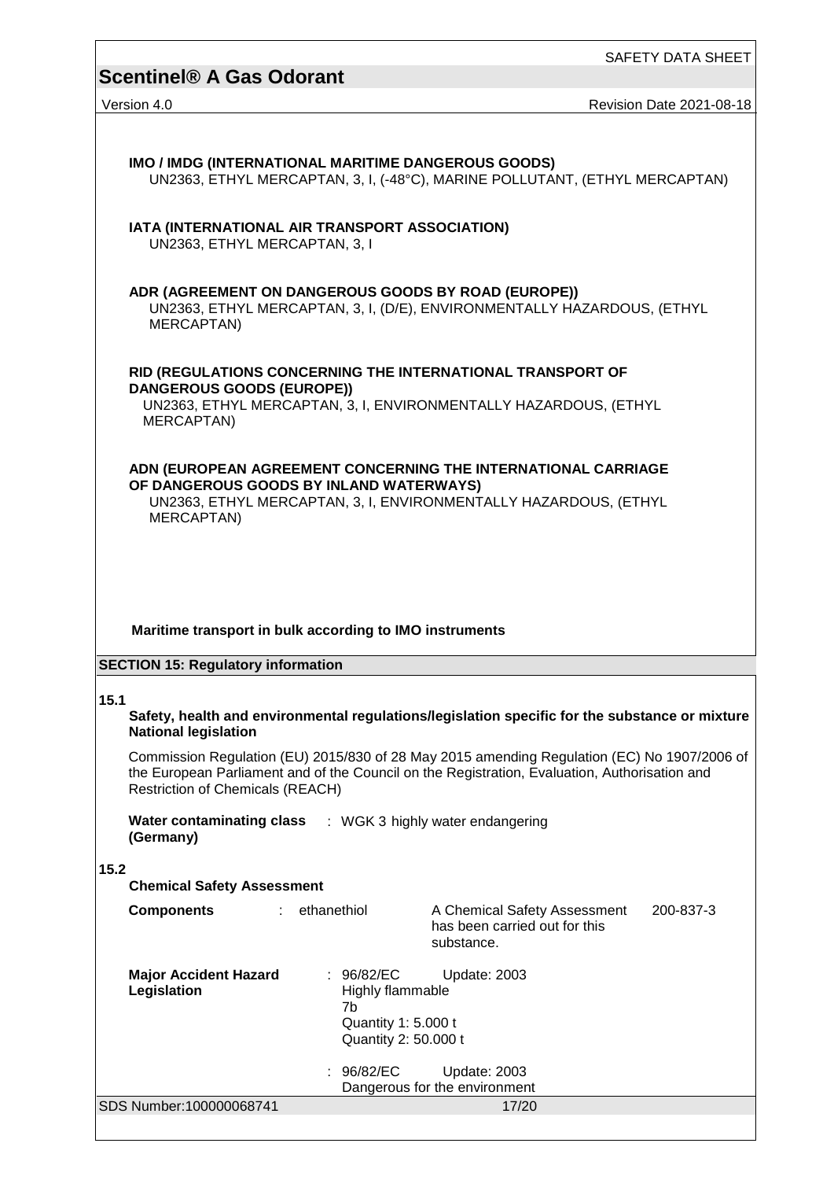**IMO / IMDG (INTERNATIONAL MARITIME DANGEROUS GOODS)**
UN2363, ETHYL MERCAPTAN, 3, I, (-48°C), MARINE POLLUTANT, (ETHYL MERCAPTAN)

**IATA (INTERNATIONAL AIR TRANSPORT ASSOCIATION)**
UN2363, ETHYL MERCAPTAN, 3, I

**ADR (AGREEMENT ON DANGEROUS GOODS BY ROAD (EUROPE))**
UN2363, ETHYL MERCAPTAN, 3, I, (D/E), ENVIRONMENTALLY HAZARDOUS, (ETHYL MERCAPTAN)

**RID (REGULATIONS CONCERNING THE INTERNATIONAL TRANSPORT OF DANGEROUS GOODS (EUROPE))**
UN2363, ETHYL MERCAPTAN, 3, I, ENVIRONMENTALLY HAZARDOUS, (ETHYL MERCAPTAN)

**ADN (EUROPEAN AGREEMENT CONCERNING THE INTERNATIONAL CARRIAGE OF DANGEROUS GOODS BY INLAND WATERWAYS)**
UN2363, ETHYL MERCAPTAN, 3, I, ENVIRONMENTALLY HAZARDOUS, (ETHYL MERCAPTAN)

**Maritime transport in bulk according to IMO instruments**

## SECTION 15: Regulatory information

**15.1**

**Safety, health and environmental regulations/legislation specific for the substance or mixture**

**National legislation**

Commission Regulation (EU) 2015/830 of 28 May 2015 amending Regulation (EC) No 1907/2006 of the European Parliament and of the Council on the Registration, Evaluation, Authorisation and Restriction of Chemicals (REACH)

**Water contaminating class (Germany)** : WGK 3 highly water endangering

**15.2**

**Chemical Safety Assessment**

**Components** : ethanethiol — A Chemical Safety Assessment has been carried out for this substance. — 200-837-3

**Major Accident Hazard Legislation** : 96/82/EC Update: 2003
Highly flammable
7b
Quantity 1: 5.000 t
Quantity 2: 50.000 t

: 96/82/EC Update: 2003
Dangerous for the environment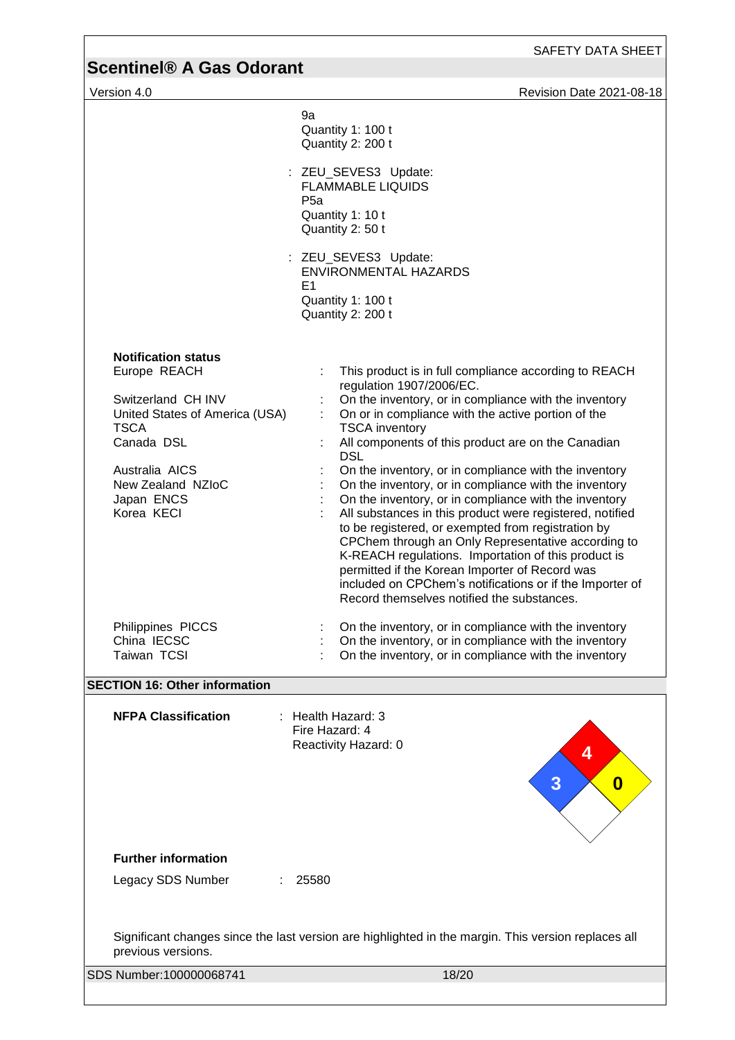9a
Quantity 1: 100 t
Quantity 2: 200 t

: ZEU_SEVES3 Update:
FLAMMABLE LIQUIDS
P5a
Quantity 1: 10 t
Quantity 2: 50 t

: ZEU_SEVES3 Update:
ENVIRONMENTAL HAZARDS
E1
Quantity 1: 100 t
Quantity 2: 200 t

**Notification status**

| | | |
|---|---|---|
| Europe REACH | : | This product is in full compliance according to REACH regulation 1907/2006/EC. |
| Switzerland CH INV | : | On the inventory, or in compliance with the inventory |
| United States of America (USA) TSCA | : | On or in compliance with the active portion of the TSCA inventory |
| Canada DSL | : | All components of this product are on the Canadian DSL |
| Australia AICS | : | On the inventory, or in compliance with the inventory |
| New Zealand NZIoC | : | On the inventory, or in compliance with the inventory |
| Japan ENCS | : | On the inventory, or in compliance with the inventory |
| Korea KECI | : | All substances in this product were registered, notified to be registered, or exempted from registration by CPChem through an Only Representative according to K-REACH regulations. Importation of this product is permitted if the Korean Importer of Record was included on CPChem's notifications or if the Importer of Record themselves notified the substances. |
| Philippines PICCS | : | On the inventory, or in compliance with the inventory |
| China IECSC | : | On the inventory, or in compliance with the inventory |
| Taiwan TCSI | : | On the inventory, or in compliance with the inventory |

## SECTION 16: Other information

**NFPA Classification** : Health Hazard: 3
Fire Hazard: 4
Reactivity Hazard: 0

**Further information**

Legacy SDS Number : 25580

Significant changes since the last version are highlighted in the margin. This version replaces all previous versions.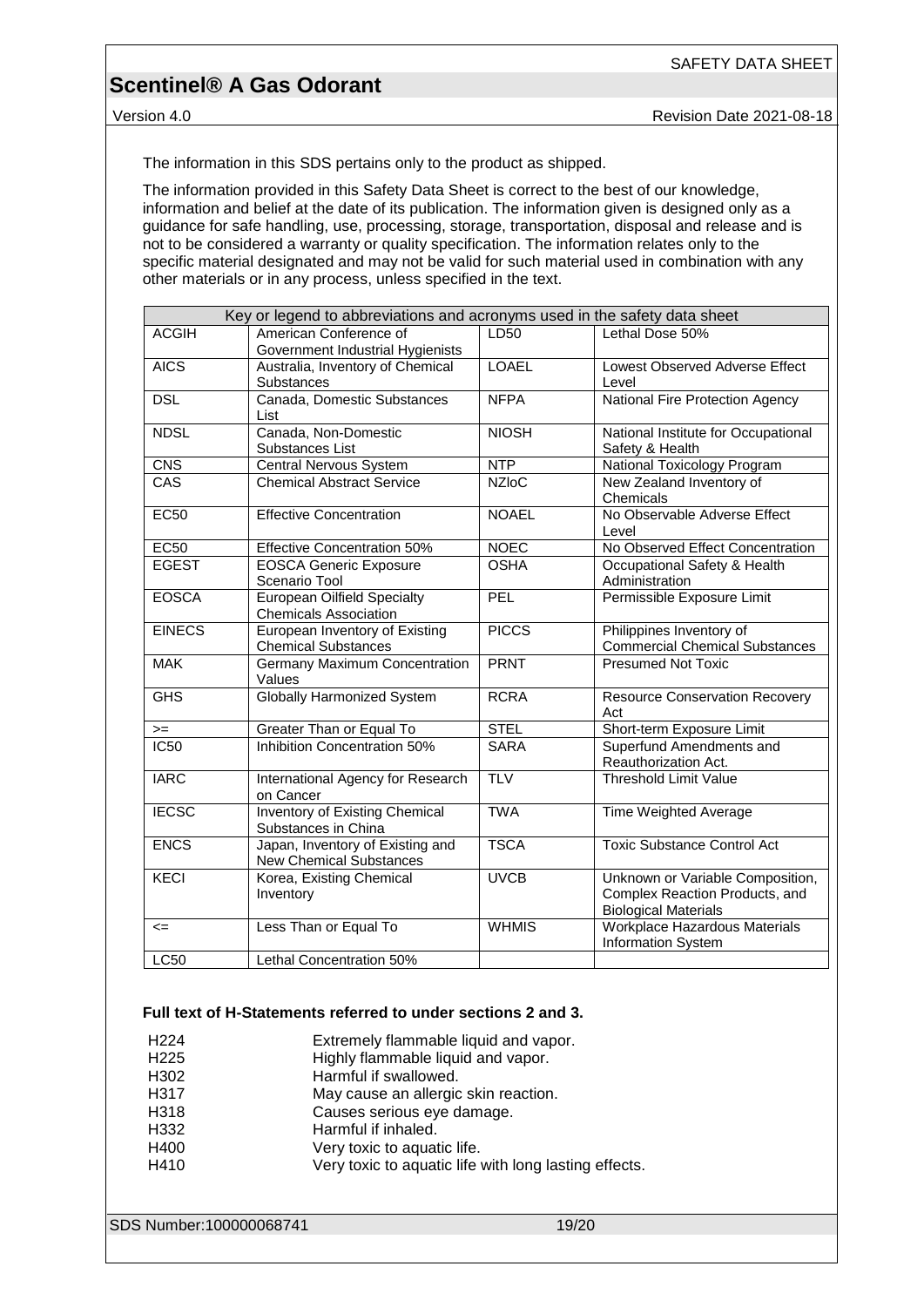The information in this SDS pertains only to the product as shipped.

The information provided in this Safety Data Sheet is correct to the best of our knowledge, information and belief at the date of its publication. The information given is designed only as a guidance for safe handling, use, processing, storage, transportation, disposal and release and is not to be considered a warranty or quality specification. The information relates only to the specific material designated and may not be valid for such material used in combination with any other materials or in any process, unless specified in the text.

| Key or legend to abbreviations and acronyms used in the safety data sheet | | | |
|---|---|---|---|
| ACGIH | American Conference of Government Industrial Hygienists | LD50 | Lethal Dose 50% |
| AICS | Australia, Inventory of Chemical Substances | LOAEL | Lowest Observed Adverse Effect Level |
| DSL | Canada, Domestic Substances List | NFPA | National Fire Protection Agency |
| NDSL | Canada, Non-Domestic Substances List | NIOSH | National Institute for Occupational Safety & Health |
| CNS | Central Nervous System | NTP | National Toxicology Program |
| CAS | Chemical Abstract Service | NZIoC | New Zealand Inventory of Chemicals |
| EC50 | Effective Concentration | NOAEL | No Observable Adverse Effect Level |
| EC50 | Effective Concentration 50% | NOEC | No Observed Effect Concentration |
| EGEST | EOSCA Generic Exposure Scenario Tool | OSHA | Occupational Safety & Health Administration |
| EOSCA | European Oilfield Specialty Chemicals Association | PEL | Permissible Exposure Limit |
| EINECS | European Inventory of Existing Chemical Substances | PICCS | Philippines Inventory of Commercial Chemical Substances |
| MAK | Germany Maximum Concentration Values | PRNT | Presumed Not Toxic |
| GHS | Globally Harmonized System | RCRA | Resource Conservation Recovery Act |
| >= | Greater Than or Equal To | STEL | Short-term Exposure Limit |
| IC50 | Inhibition Concentration 50% | SARA | Superfund Amendments and Reauthorization Act. |
| IARC | International Agency for Research on Cancer | TLV | Threshold Limit Value |
| IECSC | Inventory of Existing Chemical Substances in China | TWA | Time Weighted Average |
| ENCS | Japan, Inventory of Existing and New Chemical Substances | TSCA | Toxic Substance Control Act |
| KECI | Korea, Existing Chemical Inventory | UVCB | Unknown or Variable Composition, Complex Reaction Products, and Biological Materials |
| <= | Less Than or Equal To | WHMIS | Workplace Hazardous Materials Information System |
| LC50 | Lethal Concentration 50% | | |

**Full text of H-Statements referred to under sections 2 and 3.**

| | |
|---|---|
| H224 | Extremely flammable liquid and vapor. |
| H225 | Highly flammable liquid and vapor. |
| H302 | Harmful if swallowed. |
| H317 | May cause an allergic skin reaction. |
| H318 | Causes serious eye damage. |
| H332 | Harmful if inhaled. |
| H400 | Very toxic to aquatic life. |
| H410 | Very toxic to aquatic life with long lasting effects. |